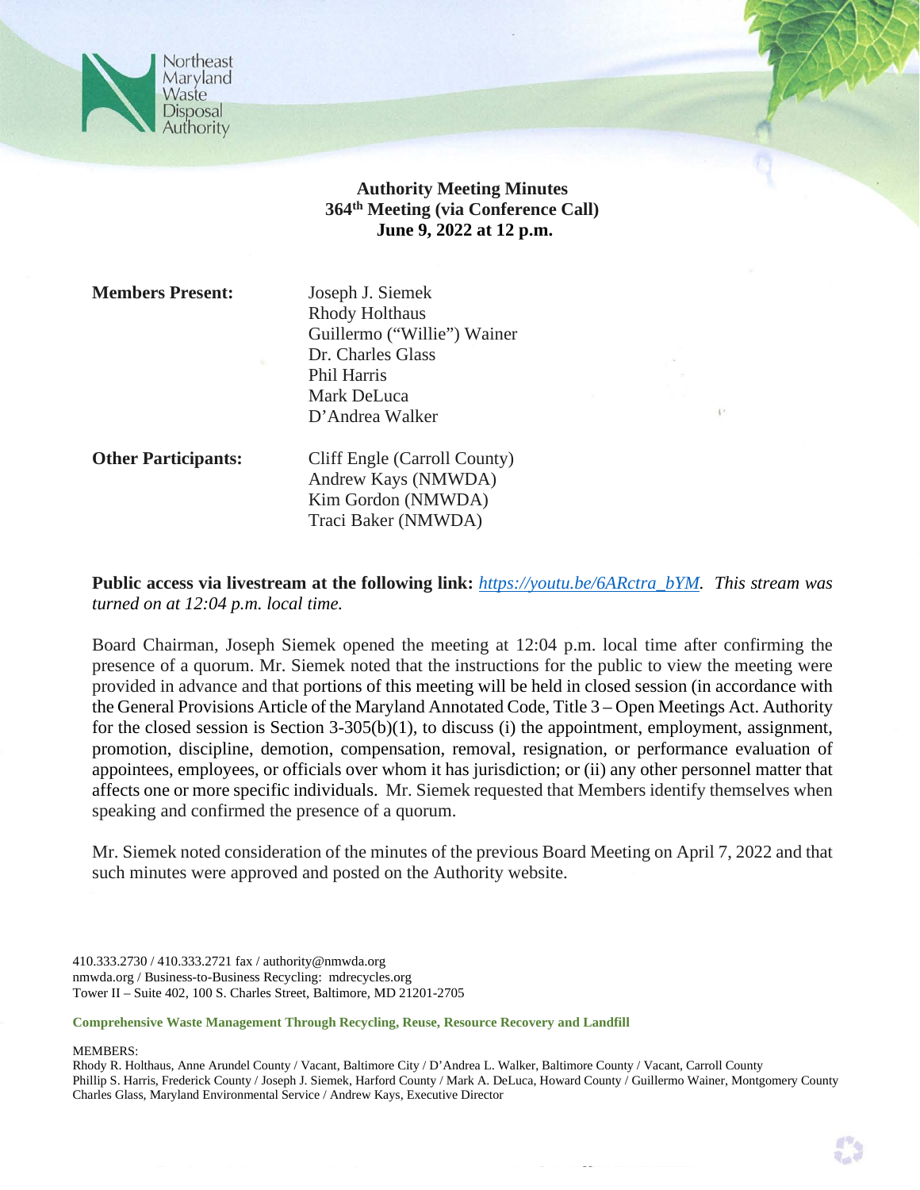Northeast Maryland Waste Disposal Authority

**Authority Meeting Minutes**
**364th Meeting (via Conference Call)**
**June 9, 2022 at 12 p.m.**

**Members Present:**

Joseph J. Siemek
Rhody Holthaus
Guillermo ("Willie") Wainer
Dr. Charles Glass
Phil Harris
Mark DeLuca
D'Andrea Walker

**Other Participants:**

Cliff Engle (Carroll County)
Andrew Kays (NMWDA)
Kim Gordon (NMWDA)
Traci Baker (NMWDA)

**Public access via livestream at the following link:** *https://youtu.be/6ARctra_bYM. This stream was turned on at 12:04 p.m. local time.*

Board Chairman, Joseph Siemek opened the meeting at 12:04 p.m. local time after confirming the presence of a quorum. Mr. Siemek noted that the instructions for the public to view the meeting were provided in advance and that portions of this meeting will be held in closed session (in accordance with the General Provisions Article of the Maryland Annotated Code, Title 3 – Open Meetings Act. Authority for the closed session is Section 3-305(b)(1), to discuss (i) the appointment, employment, assignment, promotion, discipline, demotion, compensation, removal, resignation, or performance evaluation of appointees, employees, or officials over whom it has jurisdiction; or (ii) any other personnel matter that affects one or more specific individuals. Mr. Siemek requested that Members identify themselves when speaking and confirmed the presence of a quorum.

Mr. Siemek noted consideration of the minutes of the previous Board Meeting on April 7, 2022 and that such minutes were approved and posted on the Authority website.

410.333.2730 / 410.333.2721 fax / authority@nmwda.org
nmwda.org / Business-to-Business Recycling: mdrecycles.org
Tower II – Suite 402, 100 S. Charles Street, Baltimore, MD 21201-2705

**Comprehensive Waste Management Through Recycling, Reuse, Resource Recovery and Landfill**

MEMBERS:
Rhody R. Holthaus, Anne Arundel County / Vacant, Baltimore City / D'Andrea L. Walker, Baltimore County / Vacant, Carroll County
Phillip S. Harris, Frederick County / Joseph J. Siemek, Harford County / Mark A. DeLuca, Howard County / Guillermo Wainer, Montgomery County
Charles Glass, Maryland Environmental Service / Andrew Kays, Executive Director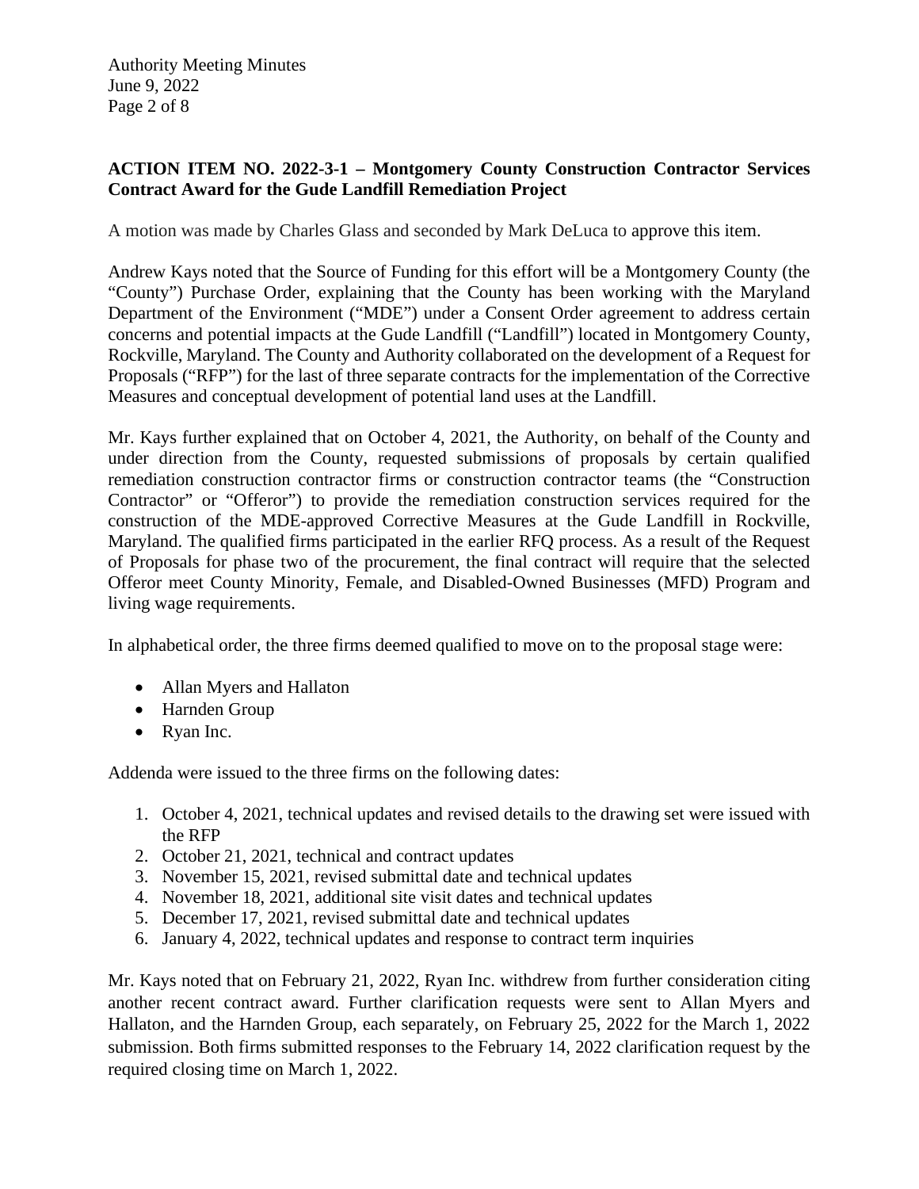**ACTION ITEM NO. 2022-3-1 – Montgomery County Construction Contractor Services Contract Award for the Gude Landfill Remediation Project**

A motion was made by Charles Glass and seconded by Mark DeLuca to approve this item.

Andrew Kays noted that the Source of Funding for this effort will be a Montgomery County (the "County") Purchase Order, explaining that the County has been working with the Maryland Department of the Environment ("MDE") under a Consent Order agreement to address certain concerns and potential impacts at the Gude Landfill ("Landfill") located in Montgomery County, Rockville, Maryland. The County and Authority collaborated on the development of a Request for Proposals ("RFP") for the last of three separate contracts for the implementation of the Corrective Measures and conceptual development of potential land uses at the Landfill.

Mr. Kays further explained that on October 4, 2021, the Authority, on behalf of the County and under direction from the County, requested submissions of proposals by certain qualified remediation construction contractor firms or construction contractor teams (the "Construction Contractor" or "Offeror") to provide the remediation construction services required for the construction of the MDE-approved Corrective Measures at the Gude Landfill in Rockville, Maryland. The qualified firms participated in the earlier RFQ process. As a result of the Request of Proposals for phase two of the procurement, the final contract will require that the selected Offeror meet County Minority, Female, and Disabled-Owned Businesses (MFD) Program and living wage requirements.

In alphabetical order, the three firms deemed qualified to move on to the proposal stage were:

- Allan Myers and Hallaton
- Harnden Group
- Ryan Inc.

Addenda were issued to the three firms on the following dates:

1. October 4, 2021, technical updates and revised details to the drawing set were issued with the RFP
2. October 21, 2021, technical and contract updates
3. November 15, 2021, revised submittal date and technical updates
4. November 18, 2021, additional site visit dates and technical updates
5. December 17, 2021, revised submittal date and technical updates
6. January 4, 2022, technical updates and response to contract term inquiries

Mr. Kays noted that on February 21, 2022, Ryan Inc. withdrew from further consideration citing another recent contract award. Further clarification requests were sent to Allan Myers and Hallaton, and the Harnden Group, each separately, on February 25, 2022 for the March 1, 2022 submission. Both firms submitted responses to the February 14, 2022 clarification request by the required closing time on March 1, 2022.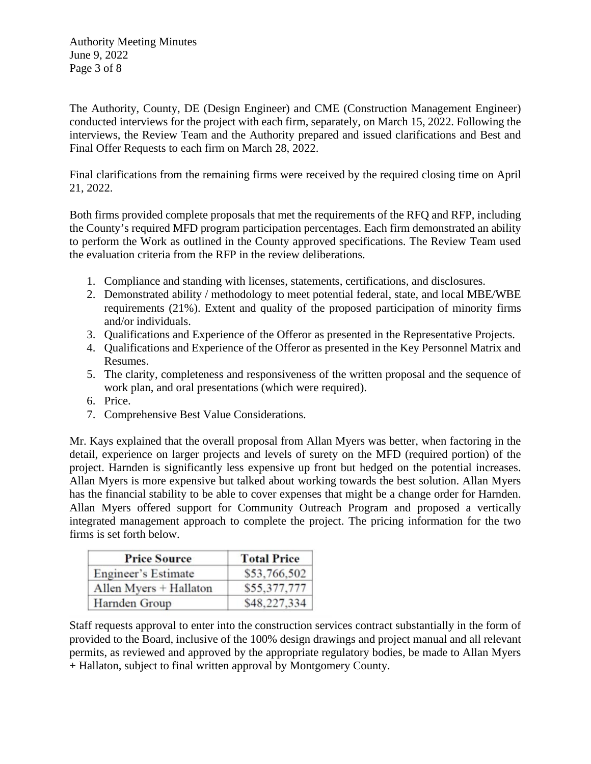The Authority, County, DE (Design Engineer) and CME (Construction Management Engineer) conducted interviews for the project with each firm, separately, on March 15, 2022. Following the interviews, the Review Team and the Authority prepared and issued clarifications and Best and Final Offer Requests to each firm on March 28, 2022.

Final clarifications from the remaining firms were received by the required closing time on April 21, 2022.

Both firms provided complete proposals that met the requirements of the RFQ and RFP, including the County's required MFD program participation percentages. Each firm demonstrated an ability to perform the Work as outlined in the County approved specifications. The Review Team used the evaluation criteria from the RFP in the review deliberations.

1. Compliance and standing with licenses, statements, certifications, and disclosures.
2. Demonstrated ability / methodology to meet potential federal, state, and local MBE/WBE requirements (21%). Extent and quality of the proposed participation of minority firms and/or individuals.
3. Qualifications and Experience of the Offeror as presented in the Representative Projects.
4. Qualifications and Experience of the Offeror as presented in the Key Personnel Matrix and Resumes.
5. The clarity, completeness and responsiveness of the written proposal and the sequence of work plan, and oral presentations (which were required).
6. Price.
7. Comprehensive Best Value Considerations.

Mr. Kays explained that the overall proposal from Allan Myers was better, when factoring in the detail, experience on larger projects and levels of surety on the MFD (required portion) of the project. Harnden is significantly less expensive up front but hedged on the potential increases. Allan Myers is more expensive but talked about working towards the best solution. Allan Myers has the financial stability to be able to cover expenses that might be a change order for Harnden. Allan Myers offered support for Community Outreach Program and proposed a vertically integrated management approach to complete the project. The pricing information for the two firms is set forth below.

| Price Source | Total Price |
|---|---|
| Engineer's Estimate | $53,766,502 |
| Allen Myers + Hallaton | $55,377,777 |
| Harnden Group | $48,227,334 |

Staff requests approval to enter into the construction services contract substantially in the form of provided to the Board, inclusive of the 100% design drawings and project manual and all relevant permits, as reviewed and approved by the appropriate regulatory bodies, be made to Allan Myers + Hallaton, subject to final written approval by Montgomery County.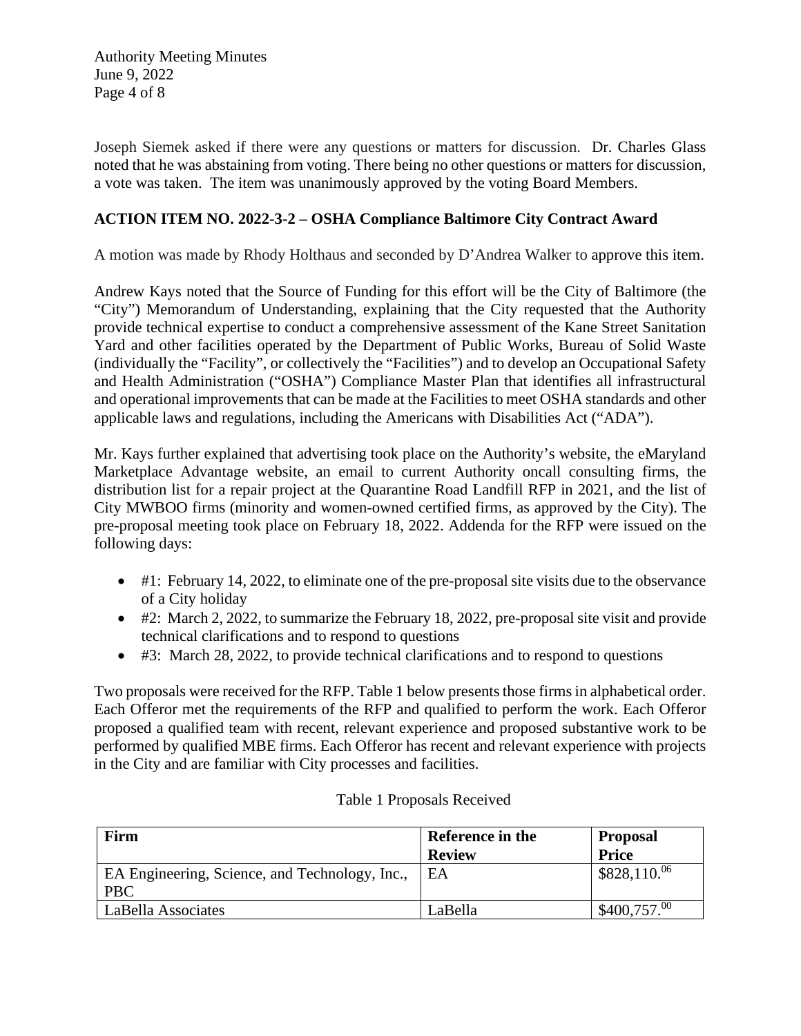Joseph Siemek asked if there were any questions or matters for discussion. Dr. Charles Glass noted that he was abstaining from voting. There being no other questions or matters for discussion, a vote was taken. The item was unanimously approved by the voting Board Members.

**ACTION ITEM NO. 2022-3-2 – OSHA Compliance Baltimore City Contract Award**

A motion was made by Rhody Holthaus and seconded by D'Andrea Walker to approve this item.

Andrew Kays noted that the Source of Funding for this effort will be the City of Baltimore (the "City") Memorandum of Understanding, explaining that the City requested that the Authority provide technical expertise to conduct a comprehensive assessment of the Kane Street Sanitation Yard and other facilities operated by the Department of Public Works, Bureau of Solid Waste (individually the "Facility", or collectively the "Facilities") and to develop an Occupational Safety and Health Administration ("OSHA") Compliance Master Plan that identifies all infrastructural and operational improvements that can be made at the Facilities to meet OSHA standards and other applicable laws and regulations, including the Americans with Disabilities Act ("ADA").

Mr. Kays further explained that advertising took place on the Authority's website, the eMaryland Marketplace Advantage website, an email to current Authority oncall consulting firms, the distribution list for a repair project at the Quarantine Road Landfill RFP in 2021, and the list of City MWBOO firms (minority and women-owned certified firms, as approved by the City). The pre-proposal meeting took place on February 18, 2022. Addenda for the RFP were issued on the following days:

- #1: February 14, 2022, to eliminate one of the pre-proposal site visits due to the observance of a City holiday
- #2: March 2, 2022, to summarize the February 18, 2022, pre-proposal site visit and provide technical clarifications and to respond to questions
- #3: March 28, 2022, to provide technical clarifications and to respond to questions

Two proposals were received for the RFP. Table 1 below presents those firms in alphabetical order. Each Offeror met the requirements of the RFP and qualified to perform the work. Each Offeror proposed a qualified team with recent, relevant experience and proposed substantive work to be performed by qualified MBE firms. Each Offeror has recent and relevant experience with projects in the City and are familiar with City processes and facilities.

Table 1 Proposals Received

| Firm | Reference in the Review | Proposal Price |
|---|---|---|
| EA Engineering, Science, and Technology, Inc., PBC | EA | $828,110.06 |
| LaBella Associates | LaBella | $400,757.00 |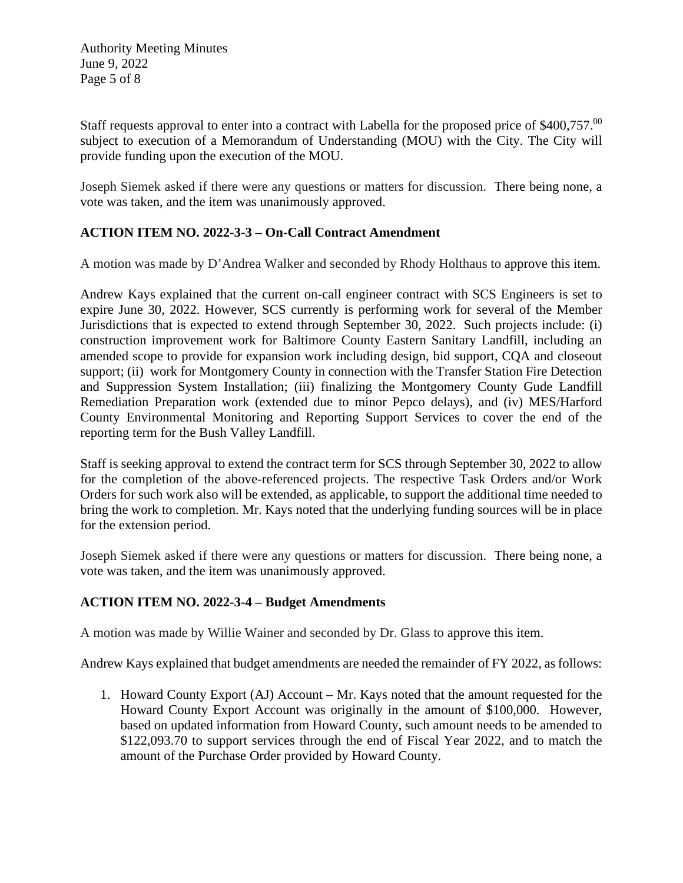Staff requests approval to enter into a contract with Labella for the proposed price of \$400,757.[00] subject to execution of a Memorandum of Understanding (MOU) with the City. The City will provide funding upon the execution of the MOU.

Joseph Siemek asked if there were any questions or matters for discussion. There being none, a vote was taken, and the item was unanimously approved.

**ACTION ITEM NO. 2022-3-3 – On-Call Contract Amendment**

A motion was made by D'Andrea Walker and seconded by Rhody Holthaus to approve this item.

Andrew Kays explained that the current on-call engineer contract with SCS Engineers is set to expire June 30, 2022. However, SCS currently is performing work for several of the Member Jurisdictions that is expected to extend through September 30, 2022. Such projects include: (i) construction improvement work for Baltimore County Eastern Sanitary Landfill, including an amended scope to provide for expansion work including design, bid support, CQA and closeout support; (ii) work for Montgomery County in connection with the Transfer Station Fire Detection and Suppression System Installation; (iii) finalizing the Montgomery County Gude Landfill Remediation Preparation work (extended due to minor Pepco delays), and (iv) MES/Harford County Environmental Monitoring and Reporting Support Services to cover the end of the reporting term for the Bush Valley Landfill.

Staff is seeking approval to extend the contract term for SCS through September 30, 2022 to allow for the completion of the above-referenced projects. The respective Task Orders and/or Work Orders for such work also will be extended, as applicable, to support the additional time needed to bring the work to completion. Mr. Kays noted that the underlying funding sources will be in place for the extension period.

Joseph Siemek asked if there were any questions or matters for discussion. There being none, a vote was taken, and the item was unanimously approved.

**ACTION ITEM NO. 2022-3-4 – Budget Amendments**

A motion was made by Willie Wainer and seconded by Dr. Glass to approve this item.

Andrew Kays explained that budget amendments are needed the remainder of FY 2022, as follows:

1. Howard County Export (AJ) Account – Mr. Kays noted that the amount requested for the Howard County Export Account was originally in the amount of \$100,000. However, based on updated information from Howard County, such amount needs to be amended to \$122,093.70 to support services through the end of Fiscal Year 2022, and to match the amount of the Purchase Order provided by Howard County.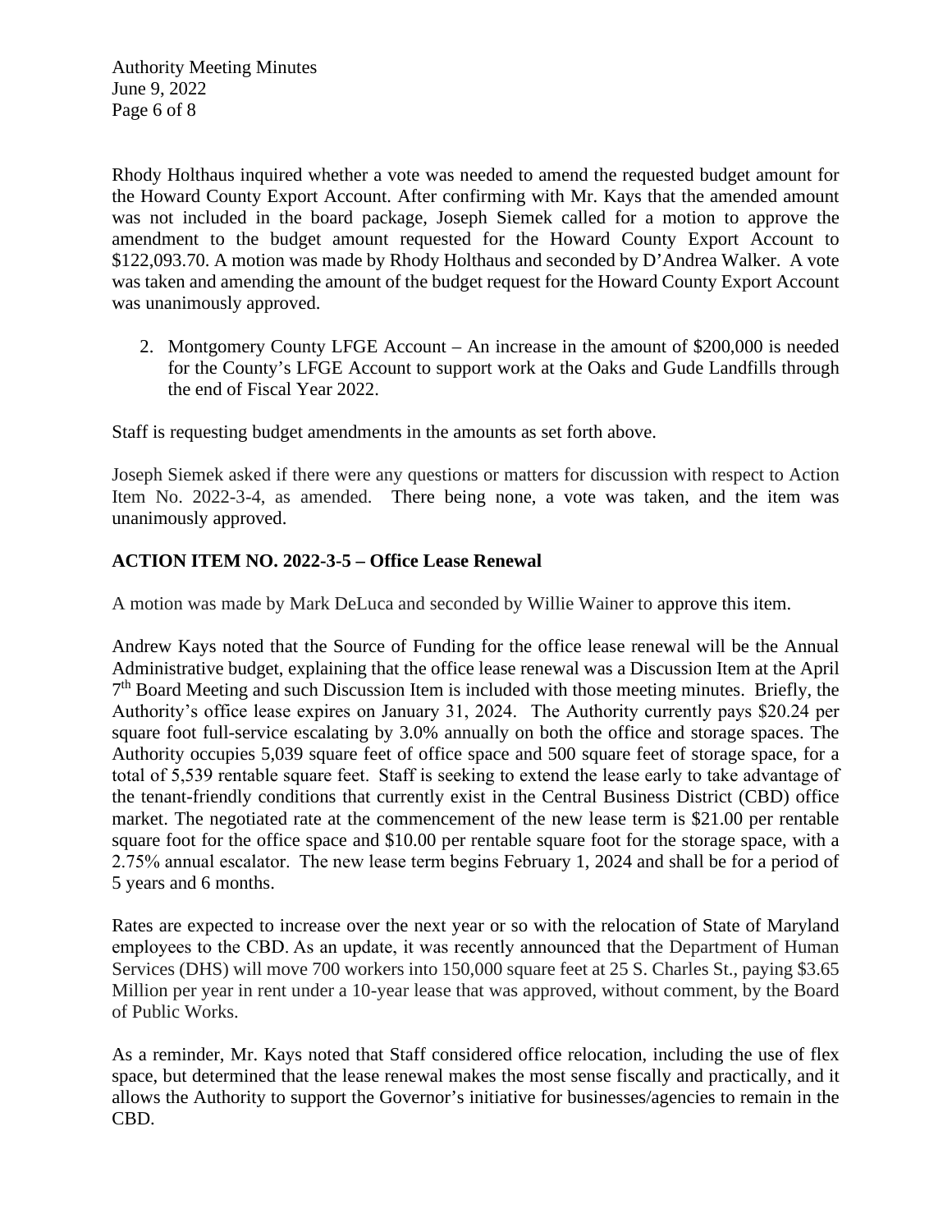Rhody Holthaus inquired whether a vote was needed to amend the requested budget amount for the Howard County Export Account. After confirming with Mr. Kays that the amended amount was not included in the board package, Joseph Siemek called for a motion to approve the amendment to the budget amount requested for the Howard County Export Account to $122,093.70. A motion was made by Rhody Holthaus and seconded by D'Andrea Walker. A vote was taken and amending the amount of the budget request for the Howard County Export Account was unanimously approved.

2. Montgomery County LFGE Account – An increase in the amount of $200,000 is needed for the County's LFGE Account to support work at the Oaks and Gude Landfills through the end of Fiscal Year 2022.

Staff is requesting budget amendments in the amounts as set forth above.

Joseph Siemek asked if there were any questions or matters for discussion with respect to Action Item No. 2022-3-4, as amended. There being none, a vote was taken, and the item was unanimously approved.

**ACTION ITEM NO. 2022-3-5 – Office Lease Renewal**

A motion was made by Mark DeLuca and seconded by Willie Wainer to approve this item.

Andrew Kays noted that the Source of Funding for the office lease renewal will be the Annual Administrative budget, explaining that the office lease renewal was a Discussion Item at the April 7th Board Meeting and such Discussion Item is included with those meeting minutes. Briefly, the Authority's office lease expires on January 31, 2024. The Authority currently pays $20.24 per square foot full-service escalating by 3.0% annually on both the office and storage spaces. The Authority occupies 5,039 square feet of office space and 500 square feet of storage space, for a total of 5,539 rentable square feet. Staff is seeking to extend the lease early to take advantage of the tenant-friendly conditions that currently exist in the Central Business District (CBD) office market. The negotiated rate at the commencement of the new lease term is $21.00 per rentable square foot for the office space and $10.00 per rentable square foot for the storage space, with a 2.75% annual escalator. The new lease term begins February 1, 2024 and shall be for a period of 5 years and 6 months.

Rates are expected to increase over the next year or so with the relocation of State of Maryland employees to the CBD. As an update, it was recently announced that the Department of Human Services (DHS) will move 700 workers into 150,000 square feet at 25 S. Charles St., paying $3.65 Million per year in rent under a 10-year lease that was approved, without comment, by the Board of Public Works.

As a reminder, Mr. Kays noted that Staff considered office relocation, including the use of flex space, but determined that the lease renewal makes the most sense fiscally and practically, and it allows the Authority to support the Governor's initiative for businesses/agencies to remain in the CBD.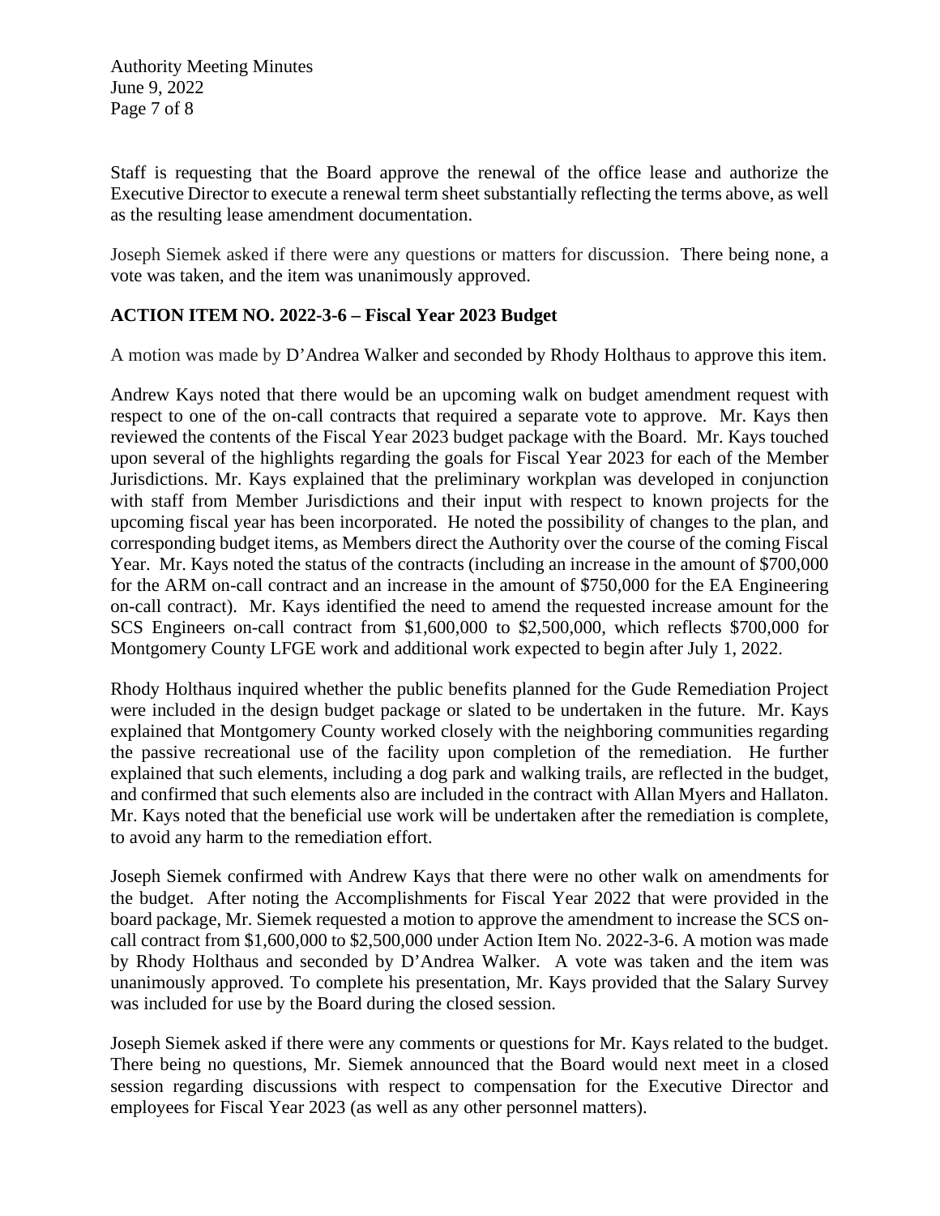Staff is requesting that the Board approve the renewal of the office lease and authorize the Executive Director to execute a renewal term sheet substantially reflecting the terms above, as well as the resulting lease amendment documentation.

Joseph Siemek asked if there were any questions or matters for discussion. There being none, a vote was taken, and the item was unanimously approved.

**ACTION ITEM NO. 2022-3-6 – Fiscal Year 2023 Budget**

A motion was made by D'Andrea Walker and seconded by Rhody Holthaus to approve this item.

Andrew Kays noted that there would be an upcoming walk on budget amendment request with respect to one of the on-call contracts that required a separate vote to approve. Mr. Kays then reviewed the contents of the Fiscal Year 2023 budget package with the Board. Mr. Kays touched upon several of the highlights regarding the goals for Fiscal Year 2023 for each of the Member Jurisdictions. Mr. Kays explained that the preliminary workplan was developed in conjunction with staff from Member Jurisdictions and their input with respect to known projects for the upcoming fiscal year has been incorporated. He noted the possibility of changes to the plan, and corresponding budget items, as Members direct the Authority over the course of the coming Fiscal Year. Mr. Kays noted the status of the contracts (including an increase in the amount of $700,000 for the ARM on-call contract and an increase in the amount of $750,000 for the EA Engineering on-call contract). Mr. Kays identified the need to amend the requested increase amount for the SCS Engineers on-call contract from $1,600,000 to $2,500,000, which reflects $700,000 for Montgomery County LFGE work and additional work expected to begin after July 1, 2022.

Rhody Holthaus inquired whether the public benefits planned for the Gude Remediation Project were included in the design budget package or slated to be undertaken in the future. Mr. Kays explained that Montgomery County worked closely with the neighboring communities regarding the passive recreational use of the facility upon completion of the remediation. He further explained that such elements, including a dog park and walking trails, are reflected in the budget, and confirmed that such elements also are included in the contract with Allan Myers and Hallaton. Mr. Kays noted that the beneficial use work will be undertaken after the remediation is complete, to avoid any harm to the remediation effort.

Joseph Siemek confirmed with Andrew Kays that there were no other walk on amendments for the budget. After noting the Accomplishments for Fiscal Year 2022 that were provided in the board package, Mr. Siemek requested a motion to approve the amendment to increase the SCS on-call contract from $1,600,000 to $2,500,000 under Action Item No. 2022-3-6. A motion was made by Rhody Holthaus and seconded by D'Andrea Walker. A vote was taken and the item was unanimously approved. To complete his presentation, Mr. Kays provided that the Salary Survey was included for use by the Board during the closed session.

Joseph Siemek asked if there were any comments or questions for Mr. Kays related to the budget. There being no questions, Mr. Siemek announced that the Board would next meet in a closed session regarding discussions with respect to compensation for the Executive Director and employees for Fiscal Year 2023 (as well as any other personnel matters).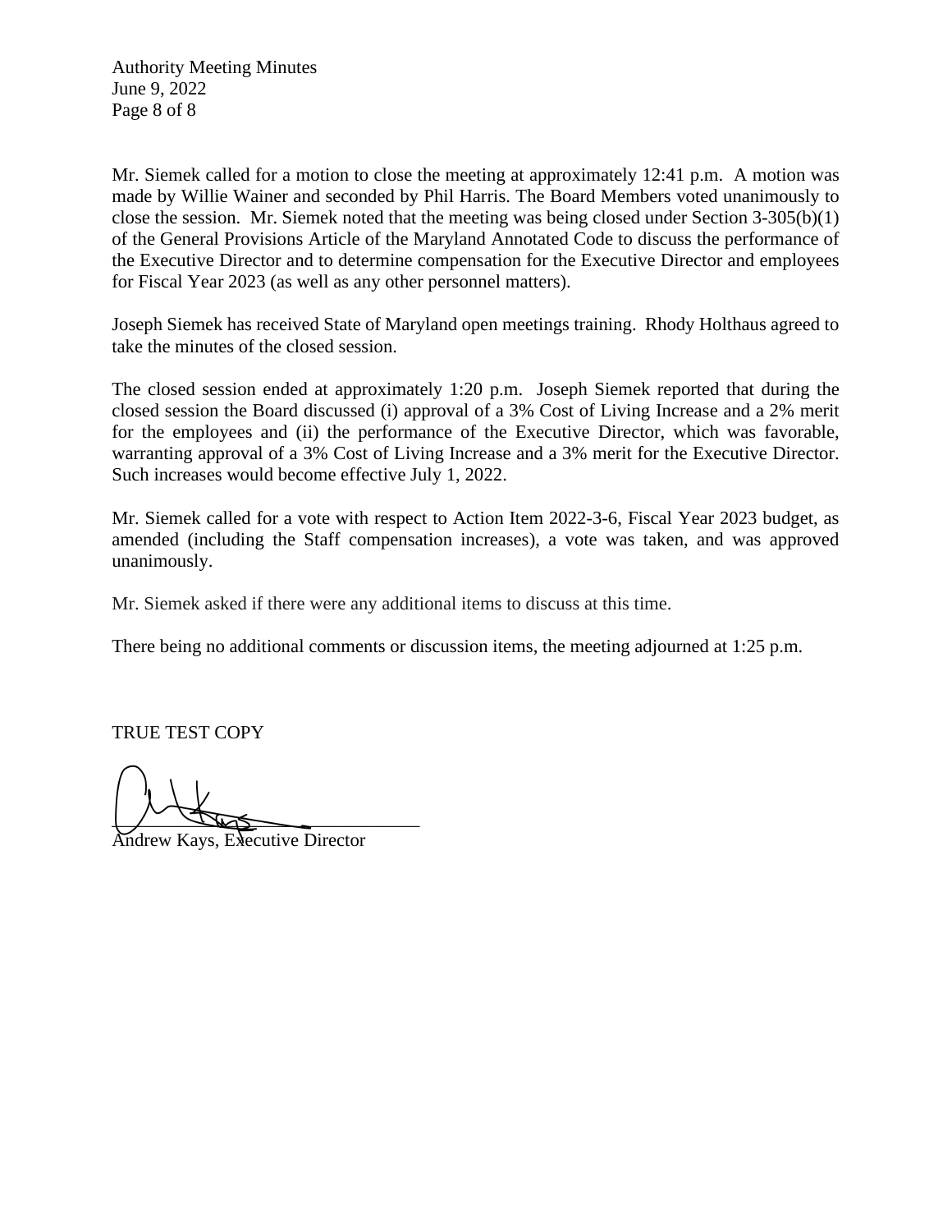Mr. Siemek called for a motion to close the meeting at approximately 12:41 p.m. A motion was made by Willie Wainer and seconded by Phil Harris. The Board Members voted unanimously to close the session. Mr. Siemek noted that the meeting was being closed under Section 3-305(b)(1) of the General Provisions Article of the Maryland Annotated Code to discuss the performance of the Executive Director and to determine compensation for the Executive Director and employees for Fiscal Year 2023 (as well as any other personnel matters).

Joseph Siemek has received State of Maryland open meetings training. Rhody Holthaus agreed to take the minutes of the closed session.

The closed session ended at approximately 1:20 p.m. Joseph Siemek reported that during the closed session the Board discussed (i) approval of a 3% Cost of Living Increase and a 2% merit for the employees and (ii) the performance of the Executive Director, which was favorable, warranting approval of a 3% Cost of Living Increase and a 3% merit for the Executive Director. Such increases would become effective July 1, 2022.

Mr. Siemek called for a vote with respect to Action Item 2022-3-6, Fiscal Year 2023 budget, as amended (including the Staff compensation increases), a vote was taken, and was approved unanimously.

Mr. Siemek asked if there were any additional items to discuss at this time.

There being no additional comments or discussion items, the meeting adjourned at 1:25 p.m.

TRUE TEST COPY

\_\_\_\_\_\_\_\_\_\_\_\_\_\_\_\_\_\_\_\_\_\_\_\_\_\_\_\_\_\_\_\_\_\_\_\_\_\_\_\_

Andrew Kays, Executive Director